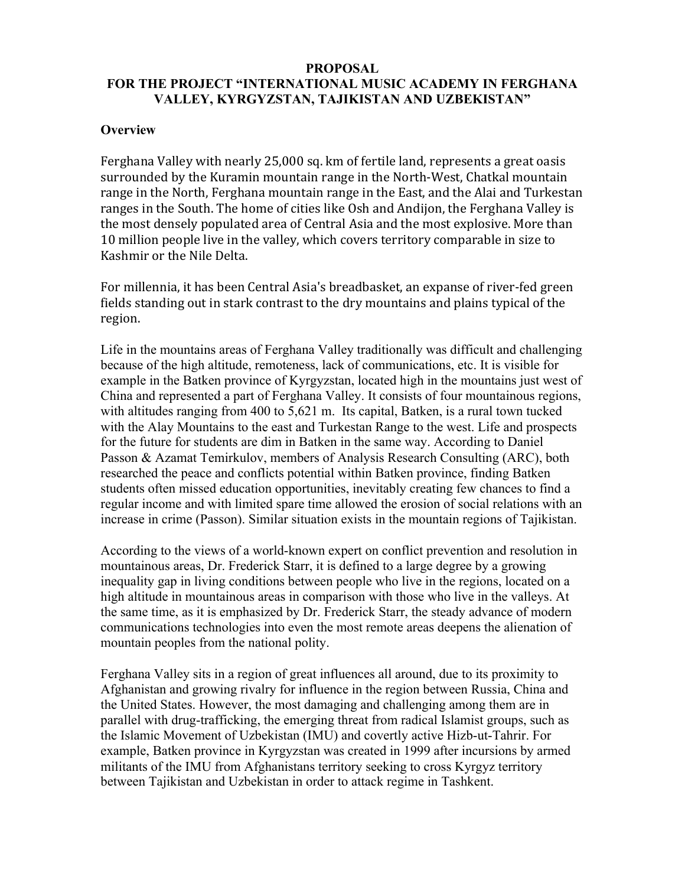**PROPOSAL**
**FOR THE PROJECT "INTERNATIONAL MUSIC ACADEMY IN FERGHANA VALLEY, KYRGYZSTAN, TAJIKISTAN AND UZBEKISTAN"**

## Overview

Ferghana Valley with nearly 25,000 sq. km of fertile land, represents a great oasis surrounded by the Kuramin mountain range in the North-West, Chatkal mountain range in the North, Ferghana mountain range in the East, and the Alai and Turkestan ranges in the South. The home of cities like Osh and Andijon, the Ferghana Valley is the most densely populated area of Central Asia and the most explosive. More than 10 million people live in the valley, which covers territory comparable in size to Kashmir or the Nile Delta.

For millennia, it has been Central Asia's breadbasket, an expanse of river-fed green fields standing out in stark contrast to the dry mountains and plains typical of the region.

Life in the mountains areas of Ferghana Valley traditionally was difficult and challenging because of the high altitude, remoteness, lack of communications, etc. It is visible for example in the Batken province of Kyrgyzstan, located high in the mountains just west of China and represented a part of Ferghana Valley. It consists of four mountainous regions, with altitudes ranging from 400 to 5,621 m. Its capital, Batken, is a rural town tucked with the Alay Mountains to the east and Turkestan Range to the west. Life and prospects for the future for students are dim in Batken in the same way. According to Daniel Passon & Azamat Temirkulov, members of Analysis Research Consulting (ARC), both researched the peace and conflicts potential within Batken province, finding Batken students often missed education opportunities, inevitably creating few chances to find a regular income and with limited spare time allowed the erosion of social relations with an increase in crime (Passon). Similar situation exists in the mountain regions of Tajikistan.

According to the views of a world-known expert on conflict prevention and resolution in mountainous areas, Dr. Frederick Starr, it is defined to a large degree by a growing inequality gap in living conditions between people who live in the regions, located on a high altitude in mountainous areas in comparison with those who live in the valleys. At the same time, as it is emphasized by Dr. Frederick Starr, the steady advance of modern communications technologies into even the most remote areas deepens the alienation of mountain peoples from the national polity.

Ferghana Valley sits in a region of great influences all around, due to its proximity to Afghanistan and growing rivalry for influence in the region between Russia, China and the United States. However, the most damaging and challenging among them are in parallel with drug-trafficking, the emerging threat from radical Islamist groups, such as the Islamic Movement of Uzbekistan (IMU) and covertly active Hizb-ut-Tahrir. For example, Batken province in Kyrgyzstan was created in 1999 after incursions by armed militants of the IMU from Afghanistans territory seeking to cross Kyrgyz territory between Tajikistan and Uzbekistan in order to attack regime in Tashkent.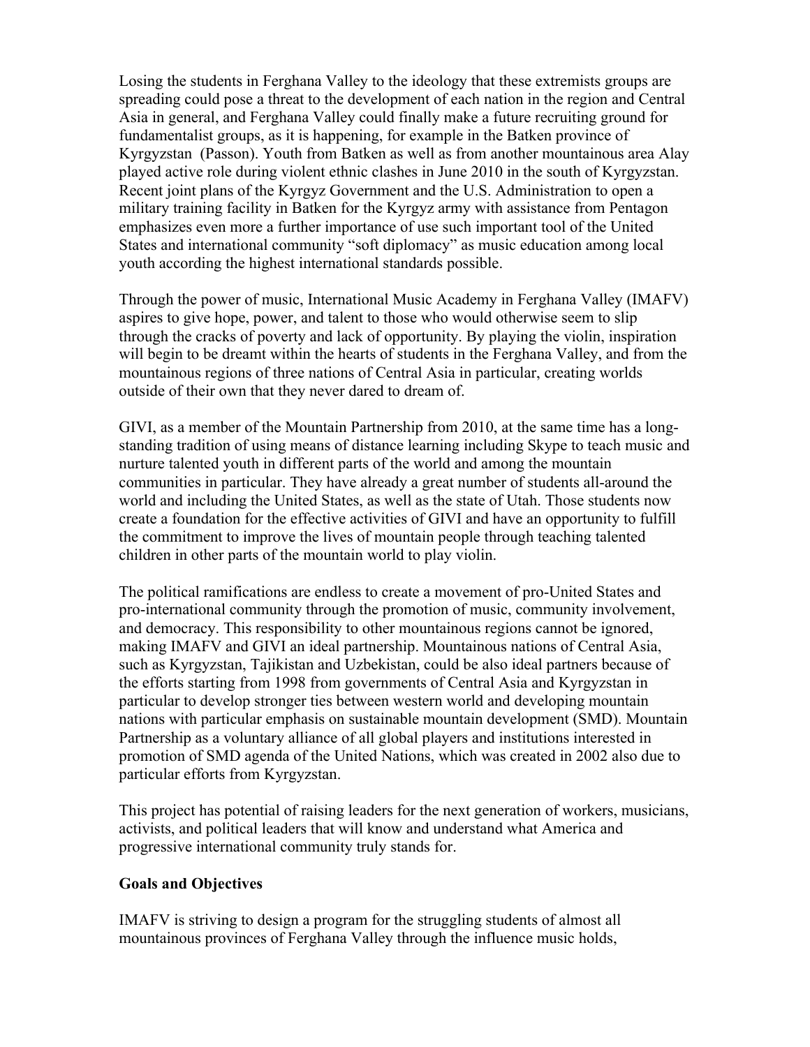Losing the students in Ferghana Valley to the ideology that these extremists groups are spreading could pose a threat to the development of each nation in the region and Central Asia in general, and Ferghana Valley could finally make a future recruiting ground for fundamentalist groups, as it is happening, for example in the Batken province of Kyrgyzstan (Passon). Youth from Batken as well as from another mountainous area Alay played active role during violent ethnic clashes in June 2010 in the south of Kyrgyzstan. Recent joint plans of the Kyrgyz Government and the U.S. Administration to open a military training facility in Batken for the Kyrgyz army with assistance from Pentagon emphasizes even more a further importance of use such important tool of the United States and international community "soft diplomacy" as music education among local youth according the highest international standards possible.

Through the power of music, International Music Academy in Ferghana Valley (IMAFV) aspires to give hope, power, and talent to those who would otherwise seem to slip through the cracks of poverty and lack of opportunity. By playing the violin, inspiration will begin to be dreamt within the hearts of students in the Ferghana Valley, and from the mountainous regions of three nations of Central Asia in particular, creating worlds outside of their own that they never dared to dream of.

GIVI, as a member of the Mountain Partnership from 2010, at the same time has a long-standing tradition of using means of distance learning including Skype to teach music and nurture talented youth in different parts of the world and among the mountain communities in particular. They have already a great number of students all-around the world and including the United States, as well as the state of Utah. Those students now create a foundation for the effective activities of GIVI and have an opportunity to fulfill the commitment to improve the lives of mountain people through teaching talented children in other parts of the mountain world to play violin.

The political ramifications are endless to create a movement of pro-United States and pro-international community through the promotion of music, community involvement, and democracy. This responsibility to other mountainous regions cannot be ignored, making IMAFV and GIVI an ideal partnership. Mountainous nations of Central Asia, such as Kyrgyzstan, Tajikistan and Uzbekistan, could be also ideal partners because of the efforts starting from 1998 from governments of Central Asia and Kyrgyzstan in particular to develop stronger ties between western world and developing mountain nations with particular emphasis on sustainable mountain development (SMD). Mountain Partnership as a voluntary alliance of all global players and institutions interested in promotion of SMD agenda of the United Nations, which was created in 2002 also due to particular efforts from Kyrgyzstan.

This project has potential of raising leaders for the next generation of workers, musicians, activists, and political leaders that will know and understand what America and progressive international community truly stands for.

**Goals and Objectives**

IMAFV is striving to design a program for the struggling students of almost all mountainous provinces of Ferghana Valley through the influence music holds,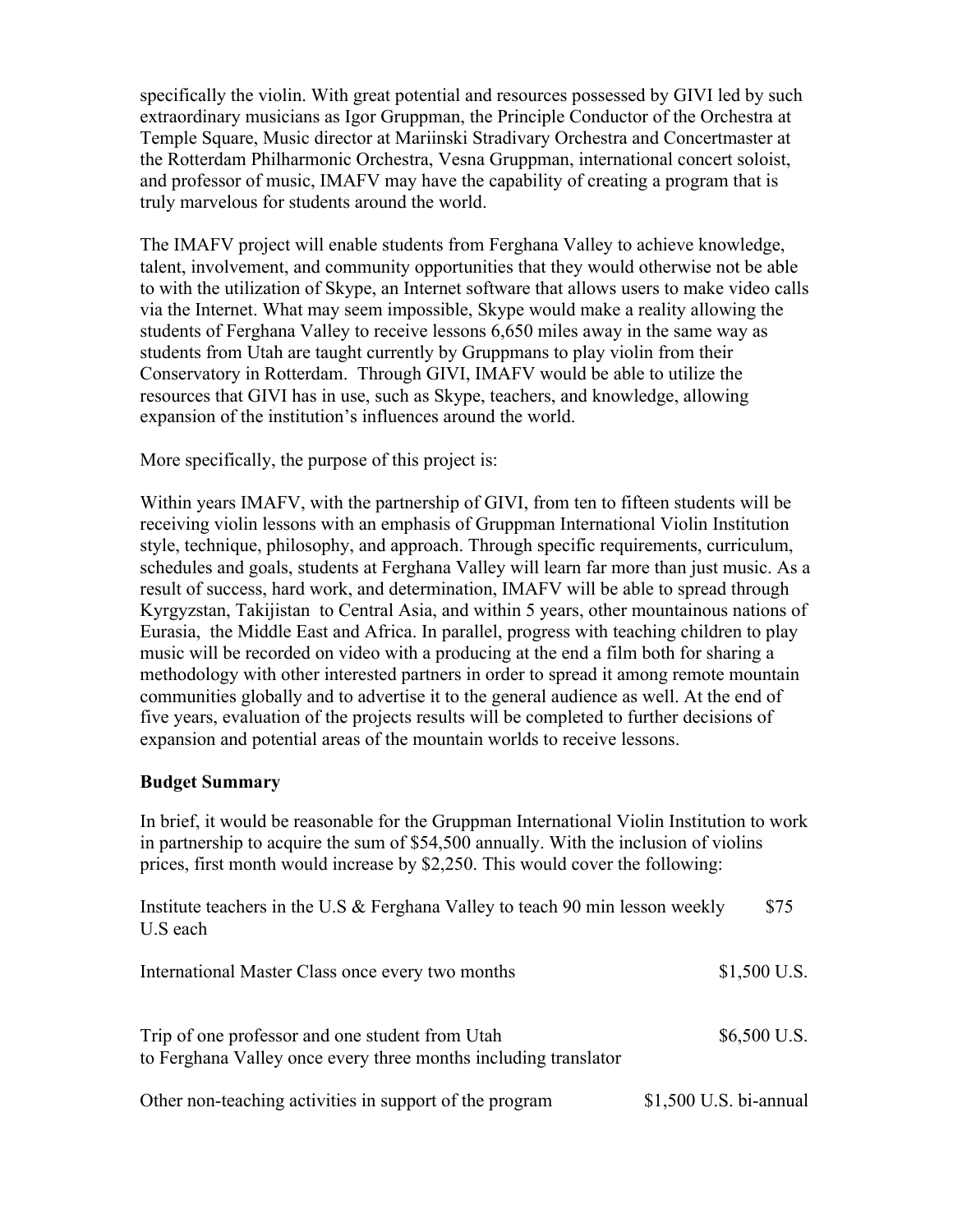specifically the violin. With great potential and resources possessed by GIVI led by such extraordinary musicians as Igor Gruppman, the Principle Conductor of the Orchestra at Temple Square, Music director at Mariinski Stradivary Orchestra and Concertmaster at the Rotterdam Philharmonic Orchestra, Vesna Gruppman, international concert soloist, and professor of music, IMAFV may have the capability of creating a program that is truly marvelous for students around the world.

The IMAFV project will enable students from Ferghana Valley to achieve knowledge, talent, involvement, and community opportunities that they would otherwise not be able to with the utilization of Skype, an Internet software that allows users to make video calls via the Internet. What may seem impossible, Skype would make a reality allowing the students of Ferghana Valley to receive lessons 6,650 miles away in the same way as students from Utah are taught currently by Gruppmans to play violin from their Conservatory in Rotterdam. Through GIVI, IMAFV would be able to utilize the resources that GIVI has in use, such as Skype, teachers, and knowledge, allowing expansion of the institution's influences around the world.

More specifically, the purpose of this project is:

Within years IMAFV, with the partnership of GIVI, from ten to fifteen students will be receiving violin lessons with an emphasis of Gruppman International Violin Institution style, technique, philosophy, and approach. Through specific requirements, curriculum, schedules and goals, students at Ferghana Valley will learn far more than just music. As a result of success, hard work, and determination, IMAFV will be able to spread through Kyrgyzstan, Takijistan to Central Asia, and within 5 years, other mountainous nations of Eurasia, the Middle East and Africa. In parallel, progress with teaching children to play music will be recorded on video with a producing at the end a film both for sharing a methodology with other interested partners in order to spread it among remote mountain communities globally and to advertise it to the general audience as well. At the end of five years, evaluation of the projects results will be completed to further decisions of expansion and potential areas of the mountain worlds to receive lessons.

**Budget Summary**

In brief, it would be reasonable for the Gruppman International Violin Institution to work in partnership to acquire the sum of $54,500 annually. With the inclusion of violins prices, first month would increase by $2,250. This would cover the following:

| | |
|---|---|
| Institute teachers in the U.S & Ferghana Valley to teach 90 min lesson weekly | $75 U.S each |
| International Master Class once every two months | $1,500 U.S. |
| Trip of one professor and one student from Utah to Ferghana Valley once every three months including translator | $6,500 U.S. |
| Other non-teaching activities in support of the program | $1,500 U.S. bi-annual |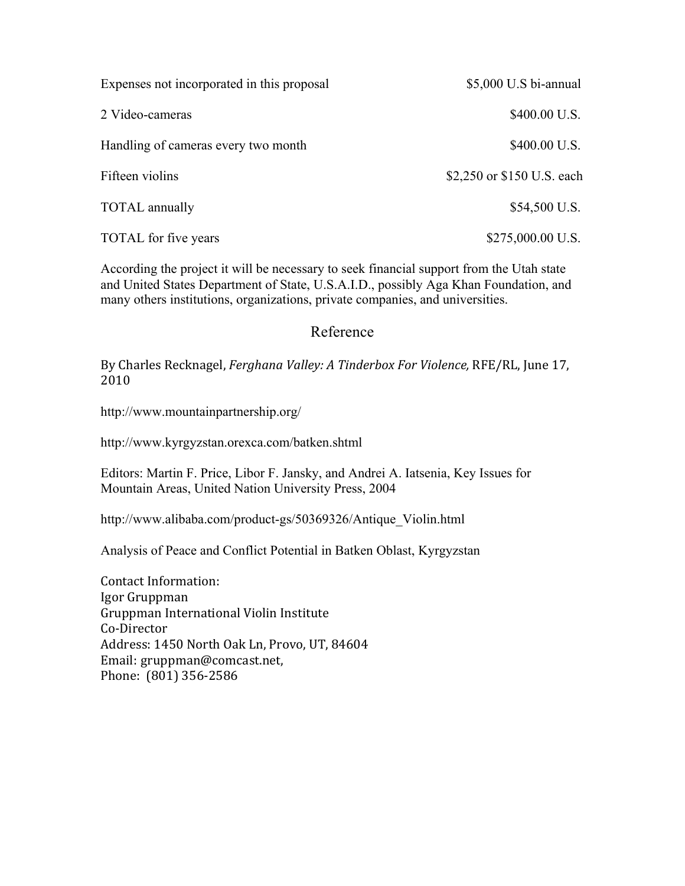| | |
|---|---|
| Expenses not incorporated in this proposal | $5,000 U.S bi-annual |
| 2 Video-cameras | $400.00 U.S. |
| Handling of cameras every two month | $400.00 U.S. |
| Fifteen violins | $2,250 or $150 U.S. each |
| TOTAL annually | $54,500 U.S. |
| TOTAL for five years | $275,000.00 U.S. |

According the project it will be necessary to seek financial support from the Utah state and United States Department of State, U.S.A.I.D., possibly Aga Khan Foundation, and many others institutions, organizations, private companies, and universities.

## Reference

By Charles Recknagel, *Ferghana Valley: A Tinderbox For Violence,* RFE/RL, June 17, 2010

http://www.mountainpartnership.org/

http://www.kyrgyzstan.orexca.com/batken.shtml

Editors: Martin F. Price, Libor F. Jansky, and Andrei A. Iatsenia, Key Issues for Mountain Areas, United Nation University Press, 2004

http://www.alibaba.com/product-gs/50369326/Antique_Violin.html

Analysis of Peace and Conflict Potential in Batken Oblast, Kyrgyzstan

Contact Information:
Igor Gruppman
Gruppman International Violin Institute
Co-Director
Address: 1450 North Oak Ln, Provo, UT, 84604
Email: gruppman@comcast.net,
Phone: (801) 356-2586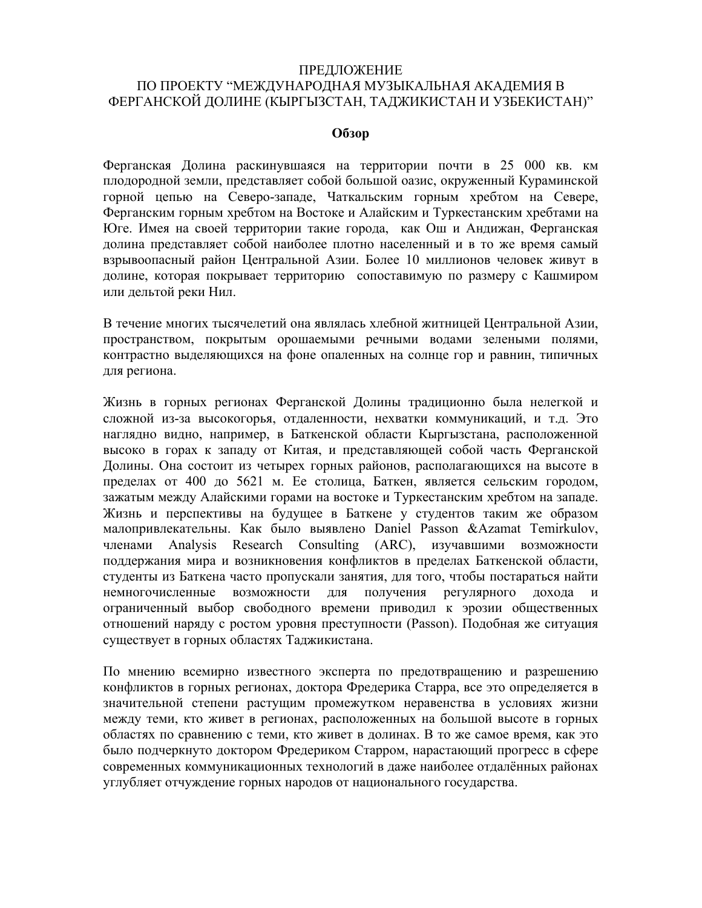ПРЕДЛОЖЕНИЕ
ПО ПРОЕКТУ "МЕЖДУНАРОДНАЯ МУЗЫКАЛЬНАЯ АКАДЕМИЯ В ФЕРГАНСКОЙ ДОЛИНЕ (КЫРГЫЗСТАН, ТАДЖИКИСТАН И УЗБЕКИСТАН)"

**Обзор**

Ферганская Долина раскинувшаяся на территории почти в 25 000 кв. км плодородной земли, представляет собой большой оазис, окруженный Кураминской горной цепью на Северо-западе, Чаткальским горным хребтом на Севере, Ферганским горным хребтом на Востоке и Алайским и Туркестанским хребтами на Юге. Имея на своей территории такие города, как Ош и Андижан, Ферганская долина представляет собой наиболее плотно населенный и в то же время самый взрывоопасный район Центральной Азии. Более 10 миллионов человек живут в долине, которая покрывает территорию сопоставимую по размеру с Кашмиром или дельтой реки Нил.

В течение многих тысячелетий она являлась хлебной житницей Центральной Азии, пространством, покрытым орошаемыми речными водами зелеными полями, контрастно выделяющихся на фоне опаленных на солнце гор и равнин, типичных для региона.

Жизнь в горных регионах Ферганской Долины традиционно была нелегкой и сложной из-за высокогорья, отдаленности, нехватки коммуникаций, и т.д. Это наглядно видно, например, в Баткенской области Кыргызстана, расположенной высоко в горах к западу от Китая, и представляющей собой часть Ферганской Долины. Она состоит из четырех горных районов, располагающихся на высоте в пределах от 400 до 5621 м. Ее столица, Баткен, является сельским городом, зажатым между Алайскими горами на востоке и Туркестанским хребтом на западе. Жизнь и перспективы на будущее в Баткене у студентов таким же образом малопривлекательны. Как было выявлено Daniel Passon &Azamat Temirkulov, членами Analysis Research Consulting (ARC), изучавшими возможности поддержания мира и возникновения конфликтов в пределах Баткенской области, студенты из Баткена часто пропускали занятия, для того, чтобы постараться найти немногочисленные возможности для получения регулярного дохода и ограниченный выбор свободного времени приводил к эрозии общественных отношений наряду с ростом уровня преступности (Passon). Подобная же ситуация существует в горных областях Таджикистана.

По мнению всемирно известного эксперта по предотвращению и разрешению конфликтов в горных регионах, доктора Фредерика Старра, все это определяется в значительной степени растущим промежутком неравенства в условиях жизни между теми, кто живет в регионах, расположенных на большой высоте в горных областях по сравнению с теми, кто живет в долинах. В то же самое время, как это было подчеркнуто доктором Фредериком Старром, нарастающий прогресс в сфере современных коммуникационных технологий в даже наиболее отдалённых районах углубляет отчуждение горных народов от национального государства.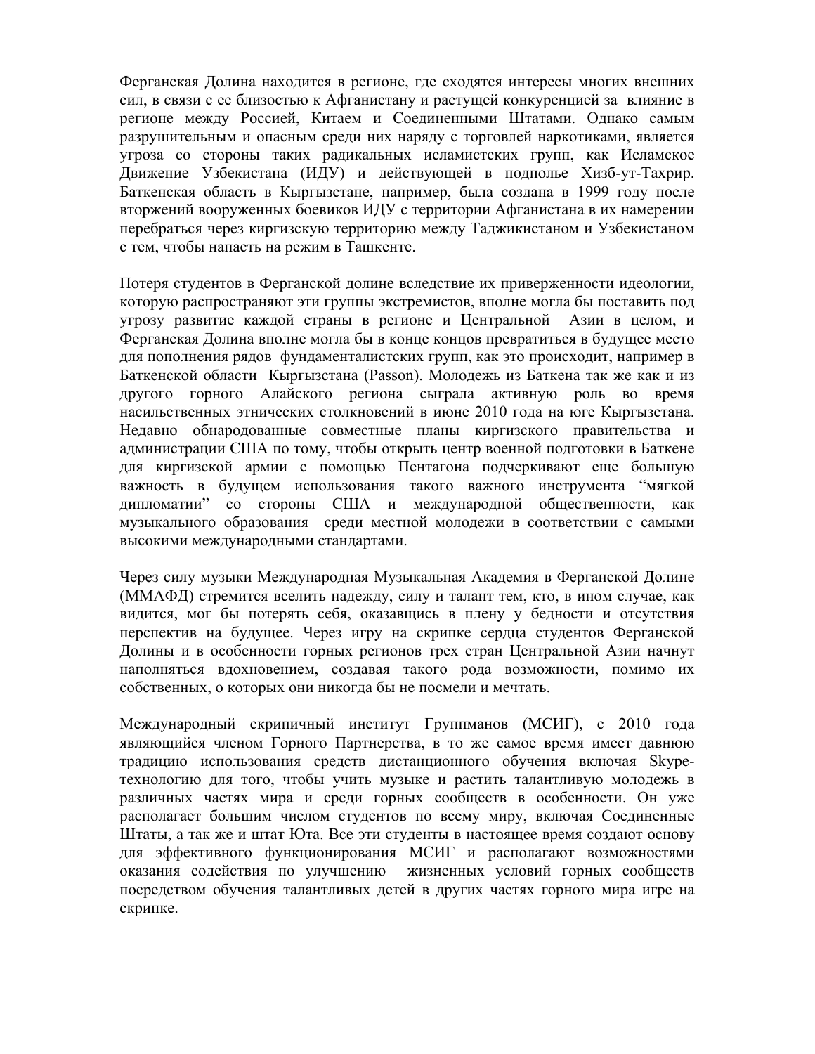Ферганская Долина находится в регионе, где сходятся интересы многих внешних сил, в связи с ее близостью к Афганистану и растущей конкуренцией за влияние в регионе между Россией, Китаем и Соединенными Штатами. Однако самым разрушительным и опасным среди них наряду с торговлей наркотиками, является угроза со стороны таких радикальных исламистских групп, как Исламское Движение Узбекистана (ИДУ) и действующей в подполье Хизб-ут-Тахрир. Баткенская область в Кыргызстане, например, была создана в 1999 году после вторжений вооруженных боевиков ИДУ с территории Афганистана в их намерении перебраться через киргизскую территорию между Таджикистаном и Узбекистаном с тем, чтобы напасть на режим в Ташкенте.

Потеря студентов в Ферганской долине вследствие их приверженности идеологии, которую распространяют эти группы экстремистов, вполне могла бы поставить под угрозу развитие каждой страны в регионе и Центральной Азии в целом, и Ферганская Долина вполне могла бы в конце концов превратиться в будущее место для пополнения рядов фундаменталистских групп, как это происходит, например в Баткенской области Кыргызстана (Passon). Молодежь из Баткена так же как и из другого горного Алайского региона сыграла активную роль во время насильственных этнических столкновений в июне 2010 года на юге Кыргызстана. Недавно обнародованные совместные планы киргизского правительства и администрации США по тому, чтобы открыть центр военной подготовки в Баткене для киргизской армии с помощью Пентагона подчеркивают еще большую важность в будущем использования такого важного инструмента "мягкой дипломатии" со стороны США и международной общественности, как музыкального образования среди местной молодежи в соответствии с самыми высокими международными стандартами.

Через силу музыки Международная Музыкальная Академия в Ферганской Долине (ММАФД) стремится вселить надежду, силу и талант тем, кто, в ином случае, как видится, мог бы потерять себя, оказавщись в плену у бедности и отсутствия перспектив на будущее. Через игру на скрипке сердца студентов Ферганской Долины и в особенности горных регионов трех стран Центральной Азии начнут наполняться вдохновением, создавая такого рода возможности, помимо их собственных, о которых они никогда бы не посмели и мечтать.

Международный скрипичный институт Группманов (МСИГ), с 2010 года являющийся членом Горного Партнерства, в то же самое время имеет давнюю традицию использования средств дистанционного обучения включая Skype-технологию для того, чтобы учить музыке и растить талантливую молодежь в различных частях мира и среди горных сообществ в особенности. Он уже располагает большим числом студентов по всему миру, включая Соединенные Штаты, а так же и штат Юта. Все эти студенты в настоящее время создают основу для эффективного функционирования МСИГ и располагают возможностями оказания содействия по улучшению жизненных условий горных сообществ посредством обучения талантливых детей в других частях горного мира игре на скрипке.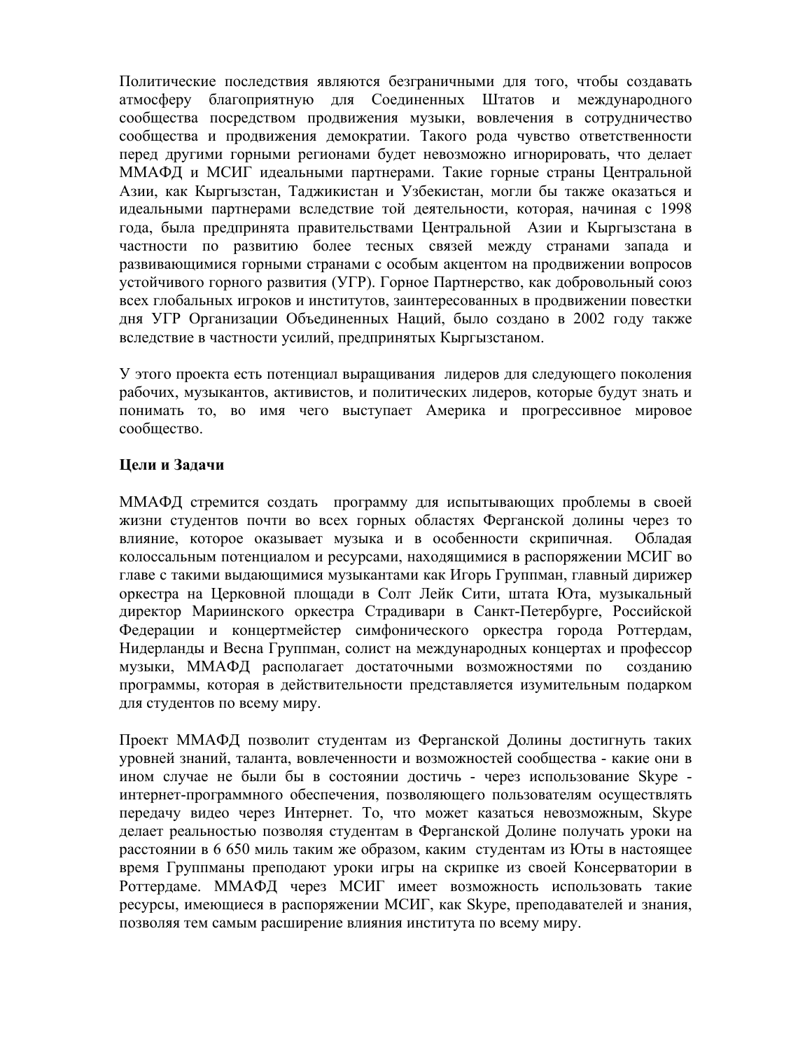Политические последствия являются безграничными для того, чтобы создавать атмосферу благоприятную для Соединенных Штатов и международного сообщества посредством продвижения музыки, вовлечения в сотрудничество сообщества и продвижения демократии. Такого рода чувство ответственности перед другими горными регионами будет невозможно игнорировать, что делает ММАФД и МСИГ идеальными партнерами. Такие горные страны Центральной Азии, как Кыргызстан, Таджикистан и Узбекистан, могли бы также оказаться и идеальными партнерами вследствие той деятельности, которая, начиная с 1998 года, была предпринята правительствами Центральной Азии и Кыргызстана в частности по развитию более тесных связей между странами запада и развивающимися горными странами с особым акцентом на продвижении вопросов устойчивого горного развития (УГР). Горное Партнерство, как добровольный союз всех глобальных игроков и институтов, заинтересованных в продвижении повестки дня УГР Организации Объединенных Наций, было создано в 2002 году также вследствие в частности усилий, предпринятых Кыргызстаном.

У этого проекта есть потенциал выращивания лидеров для следующего поколения рабочих, музыкантов, активистов, и политических лидеров, которые будут знать и понимать то, во имя чего выступает Америка и прогрессивное мировое сообщество.

**Цели и Задачи**

ММАФД стремится создать программу для испытывающих проблемы в своей жизни студентов почти во всех горных областях Ферганской долины через то влияние, которое оказывает музыка и в особенности скрипичная. Обладая колоссальным потенциалом и ресурсами, находящимися в распоряжении МСИГ во главе с такими выдающимися музыкантами как Игорь Группман, главный дирижер оркестра на Церковной площади в Солт Лейк Сити, штата Юта, музыкальный директор Мариинского оркестра Страдивари в Санкт-Петербурге, Российской Федерации и концертмейстер симфонического оркестра города Роттердам, Нидерланды и Весна Группман, солист на международных концертах и профессор музыки, ММАФД располагает достаточными возможностями по созданию программы, которая в действительности представляется изумительным подарком для студентов по всему миру.

Проект ММАФД позволит студентам из Ферганской Долины достигнуть таких уровней знаний, таланта, вовлеченности и возможностей сообщества - какие они в ином случае не были бы в состоянии достичь - через использование Skype - интернет-программного обеспечения, позволяющего пользователям осуществлять передачу видео через Интернет. То, что может казаться невозможным, Skype делает реальностью позволяя студентам в Ферганской Долине получать уроки на расстоянии в 6 650 миль таким же образом, каким студентам из Юты в настоящее время Группманы преподают уроки игры на скрипке из своей Консерватории в Роттердаме. ММАФД через МСИГ имеет возможность использовать такие ресурсы, имеющиеся в распоряжении МСИГ, как Skype, преподавателей и знания, позволяя тем самым расширение влияния института по всему миру.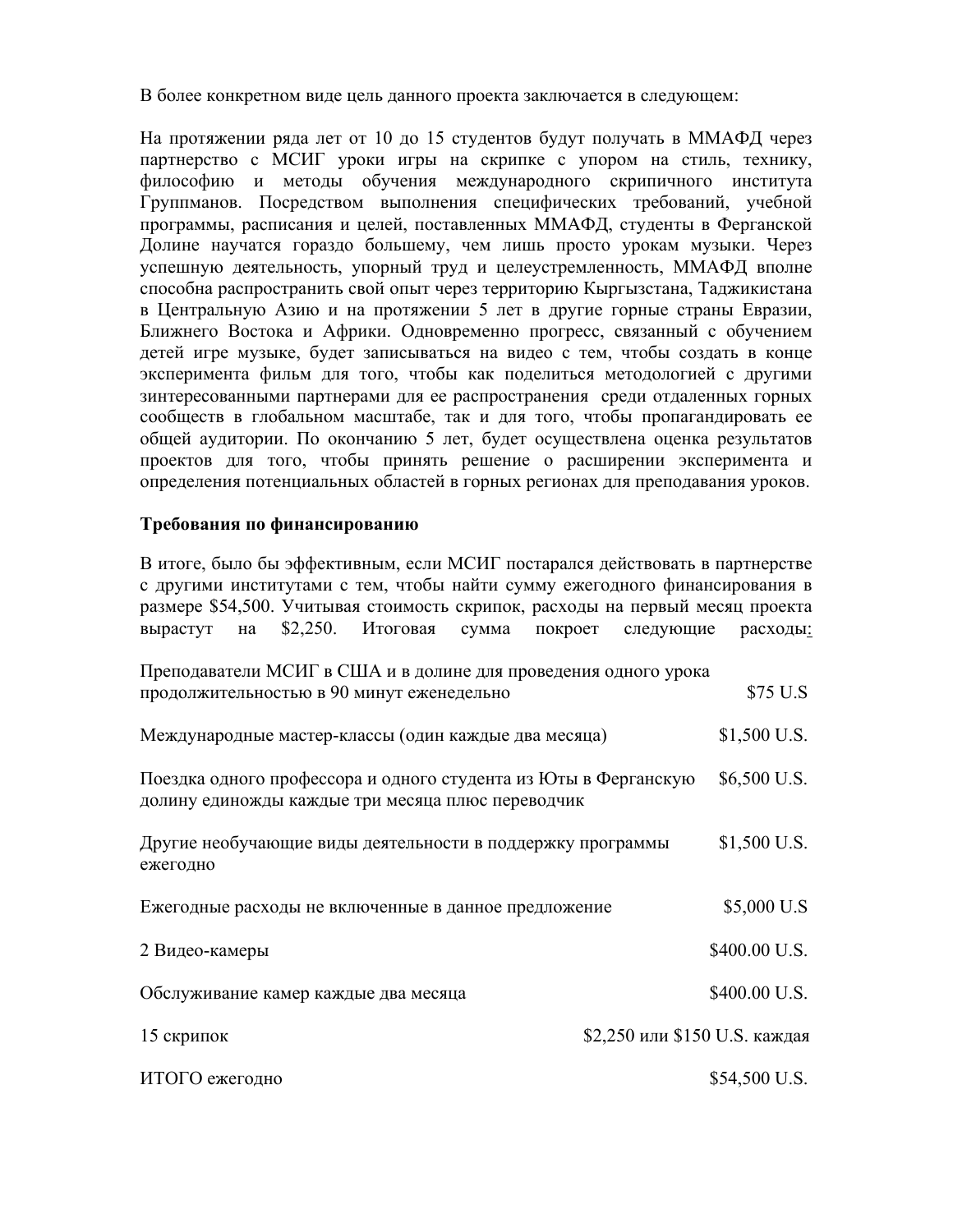В более конкретном виде цель данного проекта заключается в следующем:

На протяжении ряда лет от 10 до 15 студентов будут получать в ММАФД через партнерство с МСИГ уроки игры на скрипке с упором на стиль, технику, философию и методы обучения международного скрипичного института Группманов. Посредством выполнения специфических требований, учебной программы, расписания и целей, поставленных ММАФД, студенты в Ферганской Долине научатся гораздо большему, чем лишь просто урокам музыки. Через успешную деятельность, упорный труд и целеустремленность, ММАФД вполне способна распространить свой опыт через территорию Кыргызстана, Таджикистана в Центральную Азию и на протяжении 5 лет в другие горные страны Евразии, Ближнего Востока и Африки. Одновременно прогресс, связанный с обучением детей игре музыке, будет записываться на видео с тем, чтобы создать в конце эксперимента фильм для того, чтобы как поделиться методологией с другими зинтересованными партнерами для ее распространения среди отдаленных горных сообществ в глобальном масштабе, так и для того, чтобы пропагандировать ее общей аудитории. По окончанию 5 лет, будет осуществлена оценка результатов проектов для того, чтобы принять решение о расширении эксперимента и определения потенциальных областей в горных регионах для преподавания уроков.

**Требования по финансированию**

В итоге, было бы эффективным, если МСИГ постарался действовать в партнерстве с другими институтами с тем, чтобы найти сумму ежегодного финансирования в размере $54,500. Учитывая стоимость скрипок, расходы на первый месяц проекта вырастут на $2,250. Итоговая сумма покроет следующие расходы:

| | |
|---|---|
| Преподаватели МСИГ в США и в долине для проведения одного урока продолжительностью в 90 минут еженедельно | $75 U.S |
| Международные мастер-классы (один каждые два месяца) | $1,500 U.S. |
| Поездка одного профессора и одного студента из Юты в Ферганскую долину единожды каждые три месяца плюс переводчик | $6,500 U.S. |
| Другие необучающие виды деятельности в поддержку программы ежегодно | $1,500 U.S. |
| Ежегодные расходы не включенные в данное предложение | $5,000 U.S |
| 2 Видео-камеры | $400.00 U.S. |
| Обслуживание камер каждые два месяца | $400.00 U.S. |
| 15 скрипок | $2,250 или $150 U.S. каждая |
| ИТОГО ежегодно | $54,500 U.S. |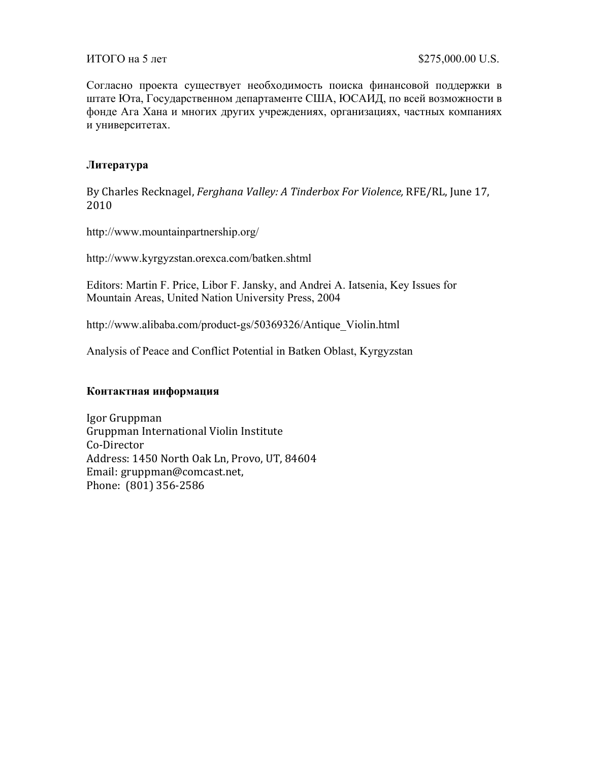ИТОГО на 5 лет $275,000.00 U.S.

Согласно проекта существует необходимость поиска финансовой поддержки в штате Юта, Государственном департаменте США, ЮСАИД, по всей возможности в фонде Ага Хана и многих других учреждениях, организациях, частных компаниях и университетах.

## Литература

By Charles Recknagel, *Ferghana Valley: A Tinderbox For Violence,* RFE/RL, June 17, 2010

http://www.mountainpartnership.org/

http://www.kyrgyzstan.orexca.com/batken.shtml

Editors: Martin F. Price, Libor F. Jansky, and Andrei A. Iatsenia, Key Issues for Mountain Areas, United Nation University Press, 2004

http://www.alibaba.com/product-gs/50369326/Antique_Violin.html

Analysis of Peace and Conflict Potential in Batken Oblast, Kyrgyzstan

## Контактная информация

Igor Gruppman
Gruppman International Violin Institute
Co-Director
Address: 1450 North Oak Ln, Provo, UT, 84604
Email: gruppman@comcast.net,
Phone: (801) 356-2586